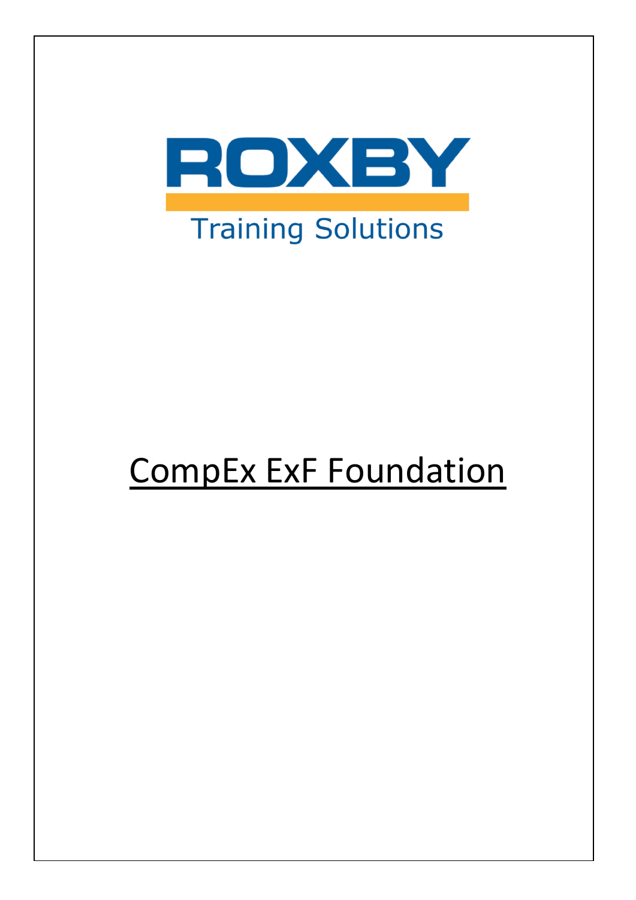ROXBY

Training Solutions

# CompEx ExF Foundation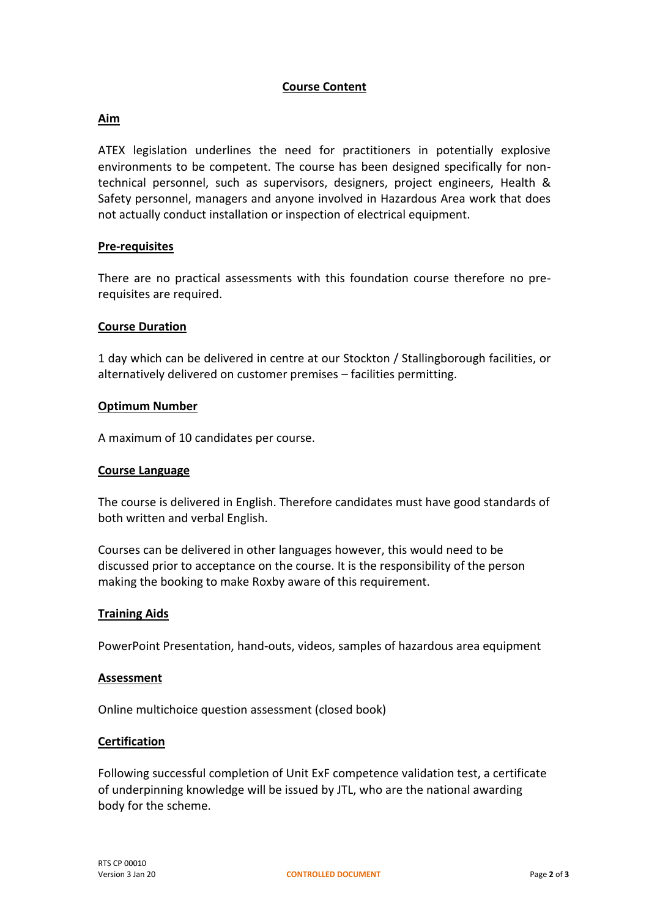## Course Content

### Aim

ATEX legislation underlines the need for practitioners in potentially explosive environments to be competent. The course has been designed specifically for non-technical personnel, such as supervisors, designers, project engineers, Health & Safety personnel, managers and anyone involved in Hazardous Area work that does not actually conduct installation or inspection of electrical equipment.

### Pre-requisites

There are no practical assessments with this foundation course therefore no pre-requisites are required.

### Course Duration

1 day which can be delivered in centre at our Stockton / Stallingborough facilities, or alternatively delivered on customer premises – facilities permitting.

### Optimum Number

A maximum of 10 candidates per course.

### Course Language

The course is delivered in English. Therefore candidates must have good standards of both written and verbal English.

Courses can be delivered in other languages however, this would need to be discussed prior to acceptance on the course. It is the responsibility of the person making the booking to make Roxby aware of this requirement.

### Training Aids

PowerPoint Presentation, hand-outs, videos, samples of hazardous area equipment

### Assessment

Online multichoice question assessment (closed book)

### Certification

Following successful completion of Unit ExF competence validation test, a certificate of underpinning knowledge will be issued by JTL, who are the national awarding body for the scheme.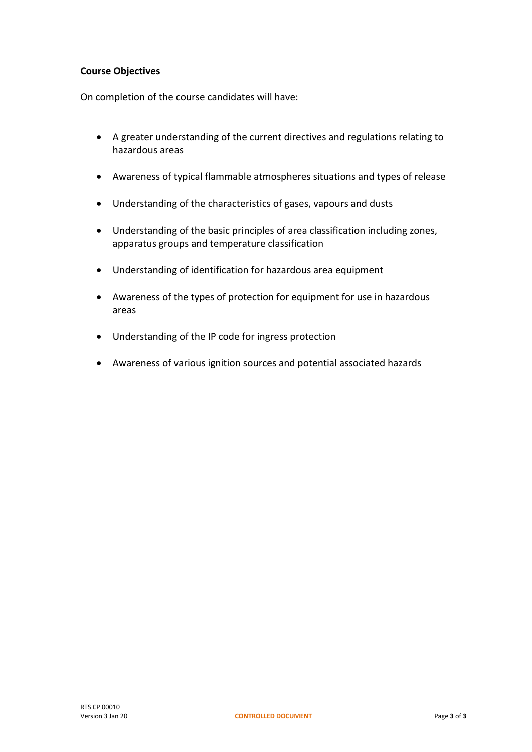**Course Objectives**

On completion of the course candidates will have:

- A greater understanding of the current directives and regulations relating to hazardous areas
- Awareness of typical flammable atmospheres situations and types of release
- Understanding of the characteristics of gases, vapours and dusts
- Understanding of the basic principles of area classification including zones, apparatus groups and temperature classification
- Understanding of identification for hazardous area equipment
- Awareness of the types of protection for equipment for use in hazardous areas
- Understanding of the IP code for ingress protection
- Awareness of various ignition sources and potential associated hazards